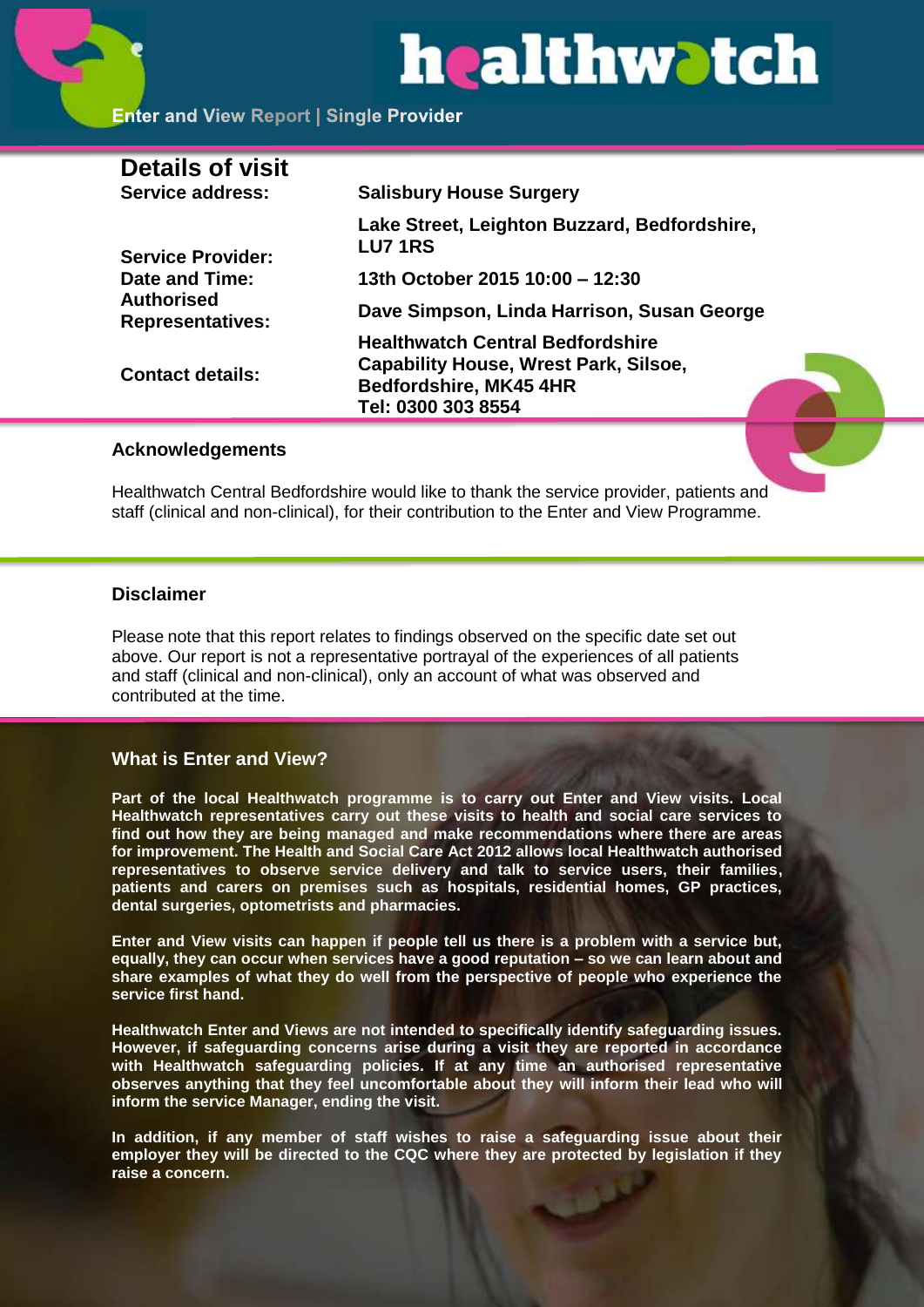# healthwatch

Enter and View Report | Single Provider

## Details of visit

| | |
|---|---|
| **Service address:** | **Salisbury House Surgery** |
| | **Lake Street, Leighton Buzzard, Bedfordshire, LU7 1RS** |
| **Service Provider:** | |
| **Date and Time:** | **13th October 2015 10:00 – 12:30** |
| **Authorised Representatives:** | **Dave Simpson, Linda Harrison, Susan George** |
| **Contact details:** | **Healthwatch Central Bedfordshire Capability House, Wrest Park, Silsoe, Bedfordshire, MK45 4HR Tel: 0300 303 8554** |

### Acknowledgements

Healthwatch Central Bedfordshire would like to thank the service provider, patients and staff (clinical and non-clinical), for their contribution to the Enter and View Programme.

### Disclaimer

Please note that this report relates to findings observed on the specific date set out above. Our report is not a representative portrayal of the experiences of all patients and staff (clinical and non-clinical), only an account of what was observed and contributed at the time.

### What is Enter and View?

**Part of the local Healthwatch programme is to carry out Enter and View visits. Local Healthwatch representatives carry out these visits to health and social care services to find out how they are being managed and make recommendations where there are areas for improvement. The Health and Social Care Act 2012 allows local Healthwatch authorised representatives to observe service delivery and talk to service users, their families, patients and carers on premises such as hospitals, residential homes, GP practices, dental surgeries, optometrists and pharmacies.**

**Enter and View visits can happen if people tell us there is a problem with a service but, equally, they can occur when services have a good reputation – so we can learn about and share examples of what they do well from the perspective of people who experience the service first hand.**

**Healthwatch Enter and Views are not intended to specifically identify safeguarding issues. However, if safeguarding concerns arise during a visit they are reported in accordance with Healthwatch safeguarding policies. If at any time an authorised representative observes anything that they feel uncomfortable about they will inform their lead who will inform the service Manager, ending the visit.**

**In addition, if any member of staff wishes to raise a safeguarding issue about their employer they will be directed to the CQC where they are protected by legislation if they raise a concern.**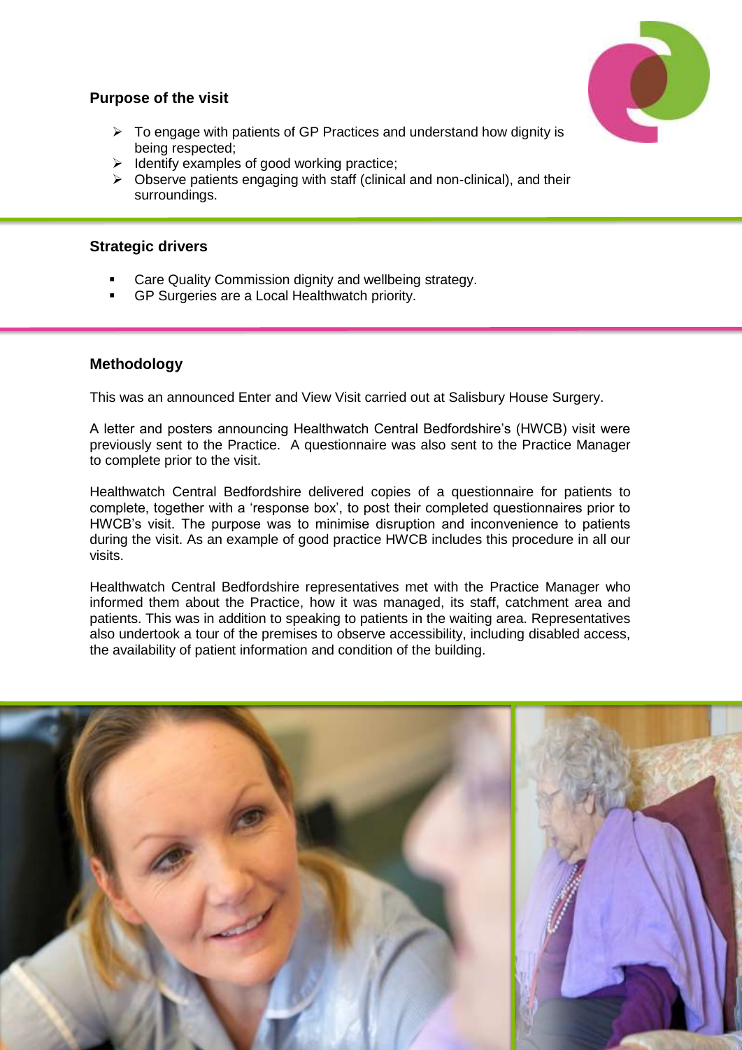## Purpose of the visit

- To engage with patients of GP Practices and understand how dignity is being respected;
- Identify examples of good working practice;
- Observe patients engaging with staff (clinical and non-clinical), and their surroundings.

## Strategic drivers

- Care Quality Commission dignity and wellbeing strategy.
- GP Surgeries are a Local Healthwatch priority.

## Methodology

This was an announced Enter and View Visit carried out at Salisbury House Surgery.

A letter and posters announcing Healthwatch Central Bedfordshire's (HWCB) visit were previously sent to the Practice. A questionnaire was also sent to the Practice Manager to complete prior to the visit.

Healthwatch Central Bedfordshire delivered copies of a questionnaire for patients to complete, together with a 'response box', to post their completed questionnaires prior to HWCB's visit. The purpose was to minimise disruption and inconvenience to patients during the visit. As an example of good practice HWCB includes this procedure in all our visits.

Healthwatch Central Bedfordshire representatives met with the Practice Manager who informed them about the Practice, how it was managed, its staff, catchment area and patients. This was in addition to speaking to patients in the waiting area. Representatives also undertook a tour of the premises to observe accessibility, including disabled access, the availability of patient information and condition of the building.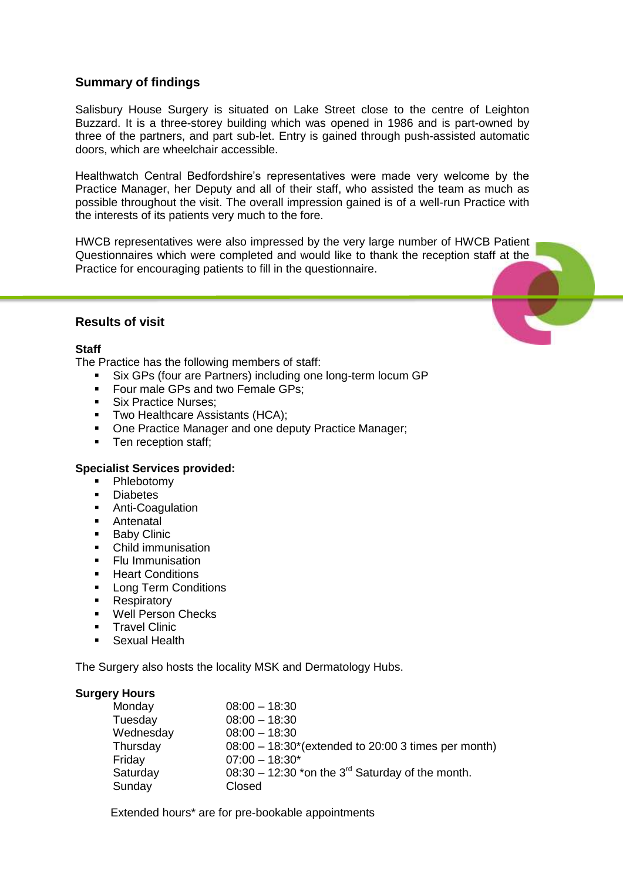## Summary of findings

Salisbury House Surgery is situated on Lake Street close to the centre of Leighton Buzzard. It is a three-storey building which was opened in 1986 and is part-owned by three of the partners, and part sub-let. Entry is gained through push-assisted automatic doors, which are wheelchair accessible.

Healthwatch Central Bedfordshire's representatives were made very welcome by the Practice Manager, her Deputy and all of their staff, who assisted the team as much as possible throughout the visit. The overall impression gained is of a well-run Practice with the interests of its patients very much to the fore.

HWCB representatives were also impressed by the very large number of HWCB Patient Questionnaires which were completed and would like to thank the reception staff at the Practice for encouraging patients to fill in the questionnaire.

## Results of visit

### Staff

The Practice has the following members of staff:

- Six GPs (four are Partners) including one long-term locum GP
- Four male GPs and two Female GPs;
- Six Practice Nurses;
- Two Healthcare Assistants (HCA);
- One Practice Manager and one deputy Practice Manager;
- Ten reception staff;

### Specialist Services provided:

- Phlebotomy
- Diabetes
- Anti-Coagulation
- Antenatal
- Baby Clinic
- Child immunisation
- Flu Immunisation
- Heart Conditions
- Long Term Conditions
- Respiratory
- Well Person Checks
- Travel Clinic
- Sexual Health

The Surgery also hosts the locality MSK and Dermatology Hubs.

### Surgery Hours

| | |
|---|---|
| Monday | 08:00 – 18:30 |
| Tuesday | 08:00 – 18:30 |
| Wednesday | 08:00 – 18:30 |
| Thursday | 08:00 – 18:30*(extended to 20:00 3 times per month) |
| Friday | 07:00 – 18:30* |
| Saturday | 08:30 – 12:30 *on the 3rd Saturday of the month. |
| Sunday | Closed |

Extended hours* are for pre-bookable appointments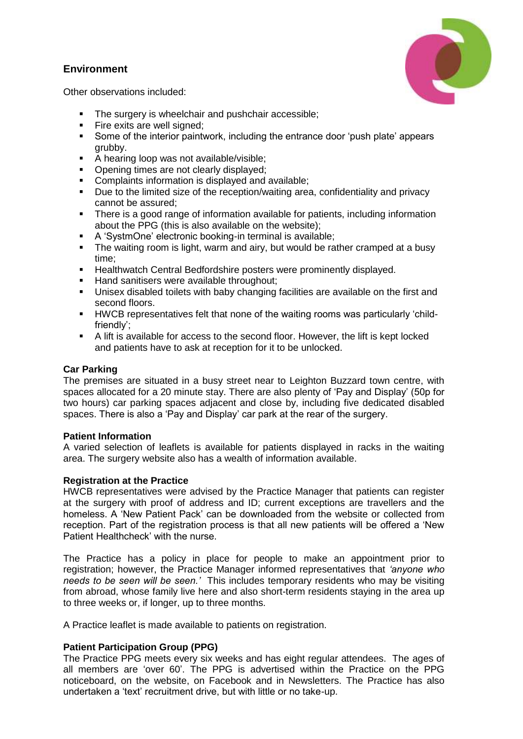## Environment

Other observations included:

- The surgery is wheelchair and pushchair accessible;
- Fire exits are well signed;
- Some of the interior paintwork, including the entrance door 'push plate' appears grubby.
- A hearing loop was not available/visible;
- Opening times are not clearly displayed;
- Complaints information is displayed and available;
- Due to the limited size of the reception/waiting area, confidentiality and privacy cannot be assured;
- There is a good range of information available for patients, including information about the PPG (this is also available on the website);
- A 'SystmOne' electronic booking-in terminal is available;
- The waiting room is light, warm and airy, but would be rather cramped at a busy time;
- Healthwatch Central Bedfordshire posters were prominently displayed.
- Hand sanitisers were available throughout;
- Unisex disabled toilets with baby changing facilities are available on the first and second floors.
- HWCB representatives felt that none of the waiting rooms was particularly 'child-friendly';
- A lift is available for access to the second floor. However, the lift is kept locked and patients have to ask at reception for it to be unlocked.

**Car Parking**

The premises are situated in a busy street near to Leighton Buzzard town centre, with spaces allocated for a 20 minute stay. There are also plenty of 'Pay and Display' (50p for two hours) car parking spaces adjacent and close by, including five dedicated disabled spaces. There is also a 'Pay and Display' car park at the rear of the surgery.

**Patient Information**

A varied selection of leaflets is available for patients displayed in racks in the waiting area. The surgery website also has a wealth of information available.

**Registration at the Practice**

HWCB representatives were advised by the Practice Manager that patients can register at the surgery with proof of address and ID; current exceptions are travellers and the homeless. A 'New Patient Pack' can be downloaded from the website or collected from reception. Part of the registration process is that all new patients will be offered a 'New Patient Healthcheck' with the nurse.

The Practice has a policy in place for people to make an appointment prior to registration; however, the Practice Manager informed representatives that *'anyone who needs to be seen will be seen.'* This includes temporary residents who may be visiting from abroad, whose family live here and also short-term residents staying in the area up to three weeks or, if longer, up to three months.

A Practice leaflet is made available to patients on registration.

**Patient Participation Group (PPG)**

The Practice PPG meets every six weeks and has eight regular attendees. The ages of all members are 'over 60'. The PPG is advertised within the Practice on the PPG noticeboard, on the website, on Facebook and in Newsletters. The Practice has also undertaken a 'text' recruitment drive, but with little or no take-up.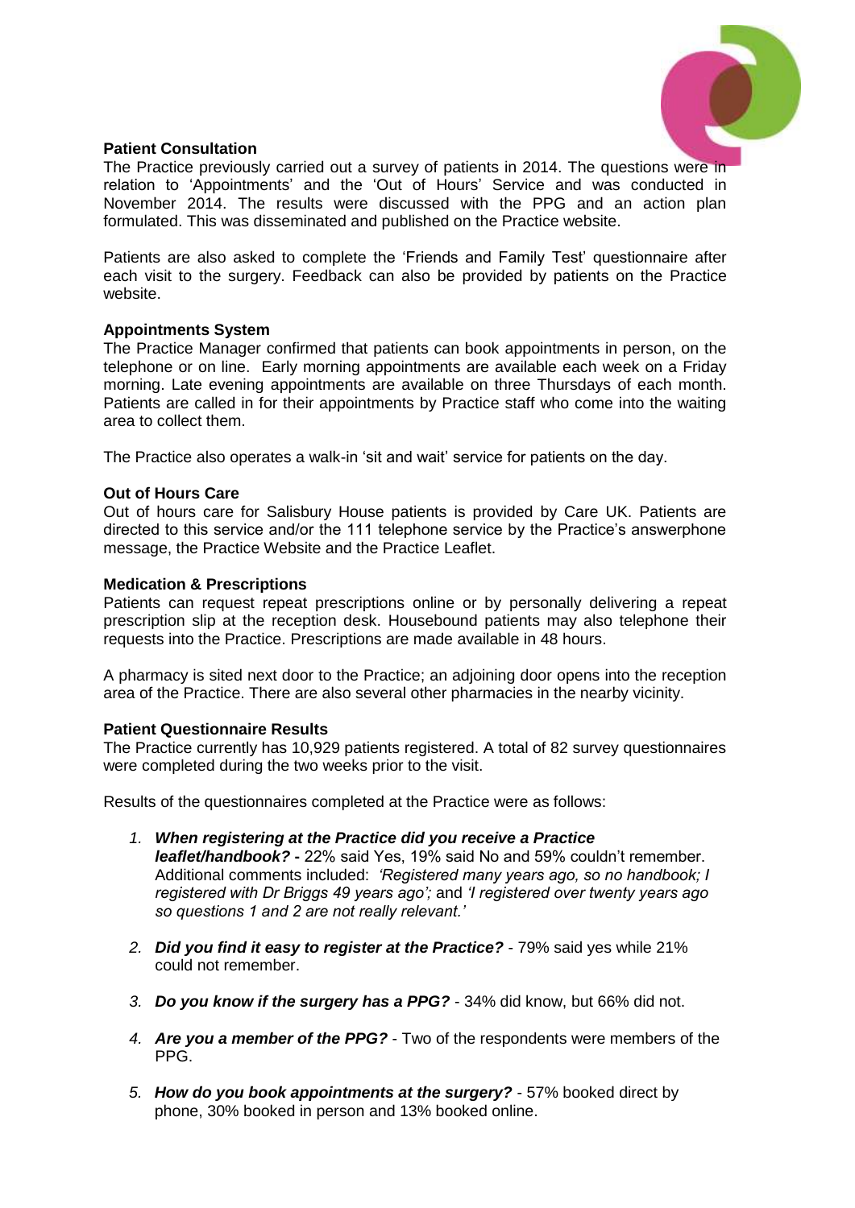**Patient Consultation**

The Practice previously carried out a survey of patients in 2014. The questions were in relation to 'Appointments' and the 'Out of Hours' Service and was conducted in November 2014. The results were discussed with the PPG and an action plan formulated. This was disseminated and published on the Practice website.

Patients are also asked to complete the 'Friends and Family Test' questionnaire after each visit to the surgery. Feedback can also be provided by patients on the Practice website.

**Appointments System**

The Practice Manager confirmed that patients can book appointments in person, on the telephone or on line. Early morning appointments are available each week on a Friday morning. Late evening appointments are available on three Thursdays of each month. Patients are called in for their appointments by Practice staff who come into the waiting area to collect them.

The Practice also operates a walk-in 'sit and wait' service for patients on the day.

**Out of Hours Care**

Out of hours care for Salisbury House patients is provided by Care UK. Patients are directed to this service and/or the 111 telephone service by the Practice's answerphone message, the Practice Website and the Practice Leaflet.

**Medication & Prescriptions**

Patients can request repeat prescriptions online or by personally delivering a repeat prescription slip at the reception desk. Housebound patients may also telephone their requests into the Practice. Prescriptions are made available in 48 hours.

A pharmacy is sited next door to the Practice; an adjoining door opens into the reception area of the Practice. There are also several other pharmacies in the nearby vicinity.

**Patient Questionnaire Results**

The Practice currently has 10,929 patients registered. A total of 82 survey questionnaires were completed during the two weeks prior to the visit.

Results of the questionnaires completed at the Practice were as follows:

1. ***When registering at the Practice did you receive a Practice leaflet/handbook?*** **-** 22% said Yes, 19% said No and 59% couldn't remember. Additional comments included: *'Registered many years ago, so no handbook; I registered with Dr Briggs 49 years ago';* and *'I registered over twenty years ago so questions 1 and 2 are not really relevant.'*

2. ***Did you find it easy to register at the Practice?*** - 79% said yes while 21% could not remember.

3. ***Do you know if the surgery has a PPG?*** - 34% did know, but 66% did not.

4. ***Are you a member of the PPG?*** - Two of the respondents were members of the PPG.

5. ***How do you book appointments at the surgery?*** - 57% booked direct by phone, 30% booked in person and 13% booked online.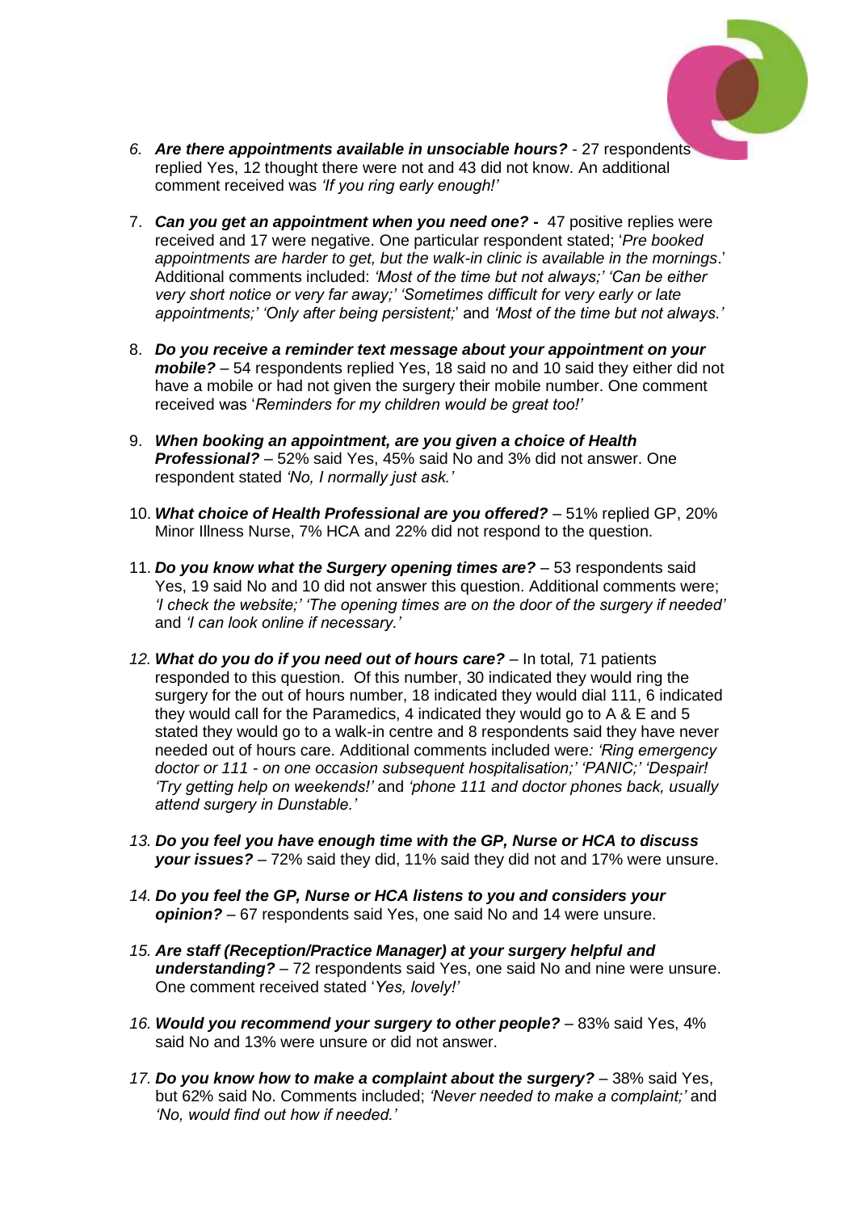6. ***Are there appointments available in unsociable hours?*** - 27 respondents replied Yes, 12 thought there were not and 43 did not know. An additional comment received was *'If you ring early enough!'*

7. ***Can you get an appointment when you need one?*** **-** 47 positive replies were received and 17 were negative. One particular respondent stated; '*Pre booked appointments are harder to get, but the walk-in clinic is available in the mornings*.' Additional comments included: *'Most of the time but not always;' 'Can be either very short notice or very far away;' 'Sometimes difficult for very early or late appointments;' 'Only after being persistent;*' and *'Most of the time but not always.'*

8. ***Do you receive a reminder text message about your appointment on your mobile?*** – 54 respondents replied Yes, 18 said no and 10 said they either did not have a mobile or had not given the surgery their mobile number. One comment received was '*Reminders for my children would be great too!'*

9. ***When booking an appointment, are you given a choice of Health Professional?*** – 52% said Yes, 45% said No and 3% did not answer. One respondent stated *'No, I normally just ask.'*

10. ***What choice of Health Professional are you offered?*** – 51% replied GP, 20% Minor Illness Nurse, 7% HCA and 22% did not respond to the question.

11. ***Do you know what the Surgery opening times are?*** – 53 respondents said Yes, 19 said No and 10 did not answer this question. Additional comments were; *'I check the website;' 'The opening times are on the door of the surgery if needed'* and *'I can look online if necessary.'*

12. ***What do you do if you need out of hours care?*** – In total, 71 patients responded to this question. Of this number, 30 indicated they would ring the surgery for the out of hours number, 18 indicated they would dial 111, 6 indicated they would call for the Paramedics, 4 indicated they would go to A & E and 5 stated they would go to a walk-in centre and 8 respondents said they have never needed out of hours care. Additional comments included were*: 'Ring emergency doctor or 111 - on one occasion subsequent hospitalisation;' 'PANIC;' 'Despair! 'Try getting help on weekends!'* and *'phone 111 and doctor phones back, usually attend surgery in Dunstable.'*

13. ***Do you feel you have enough time with the GP, Nurse or HCA to discuss your issues?*** – 72% said they did, 11% said they did not and 17% were unsure.

14. ***Do you feel the GP, Nurse or HCA listens to you and considers your opinion?*** – 67 respondents said Yes, one said No and 14 were unsure.

15. ***Are staff (Reception/Practice Manager) at your surgery helpful and understanding?*** – 72 respondents said Yes, one said No and nine were unsure. One comment received stated '*Yes, lovely!'*

16. ***Would you recommend your surgery to other people?*** – 83% said Yes, 4% said No and 13% were unsure or did not answer.

17. ***Do you know how to make a complaint about the surgery?*** – 38% said Yes, but 62% said No. Comments included; *'Never needed to make a complaint;'* and *'No, would find out how if needed.'*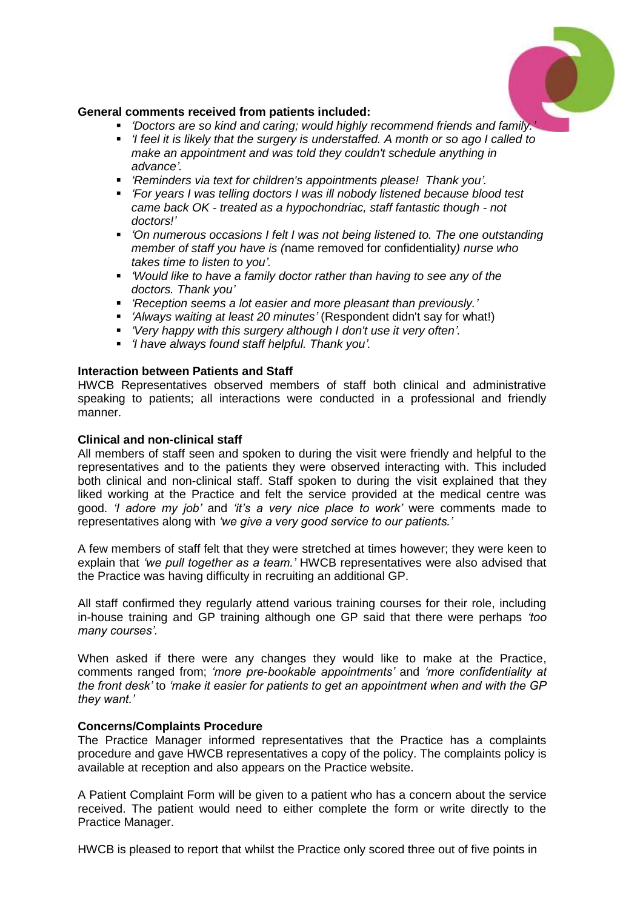**General comments received from patients included:**

- *'Doctors are so kind and caring; would highly recommend friends and family.'*
- *'I feel it is likely that the surgery is understaffed. A month or so ago I called to make an appointment and was told they couldn't schedule anything in advance'.*
- *'Reminders via text for children's appointments please! Thank you'.*
- *'For years I was telling doctors I was ill nobody listened because blood test came back OK - treated as a hypochondriac, staff fantastic though - not doctors!'*
- *'On numerous occasions I felt I was not being listened to. The one outstanding member of staff you have is (*name removed for confidentiality*) nurse who takes time to listen to you'.*
- *'Would like to have a family doctor rather than having to see any of the doctors. Thank you'*
- *'Reception seems a lot easier and more pleasant than previously.'*
- *'Always waiting at least 20 minutes'* (Respondent didn't say for what!)
- *'Very happy with this surgery although I don't use it very often'.*
- *'I have always found staff helpful. Thank you'.*

**Interaction between Patients and Staff**

HWCB Representatives observed members of staff both clinical and administrative speaking to patients; all interactions were conducted in a professional and friendly manner.

**Clinical and non-clinical staff**

All members of staff seen and spoken to during the visit were friendly and helpful to the representatives and to the patients they were observed interacting with. This included both clinical and non-clinical staff. Staff spoken to during the visit explained that they liked working at the Practice and felt the service provided at the medical centre was good. *'I adore my job'* and *'it's a very nice place to work'* were comments made to representatives along with *'we give a very good service to our patients.'*

A few members of staff felt that they were stretched at times however; they were keen to explain that *'we pull together as a team.'* HWCB representatives were also advised that the Practice was having difficulty in recruiting an additional GP.

All staff confirmed they regularly attend various training courses for their role, including in-house training and GP training although one GP said that there were perhaps *'too many courses'*.

When asked if there were any changes they would like to make at the Practice, comments ranged from; *'more pre-bookable appointments'* and *'more confidentiality at the front desk'* to *'make it easier for patients to get an appointment when and with the GP they want.'*

**Concerns/Complaints Procedure**

The Practice Manager informed representatives that the Practice has a complaints procedure and gave HWCB representatives a copy of the policy. The complaints policy is available at reception and also appears on the Practice website.

A Patient Complaint Form will be given to a patient who has a concern about the service received. The patient would need to either complete the form or write directly to the Practice Manager.

HWCB is pleased to report that whilst the Practice only scored three out of five points in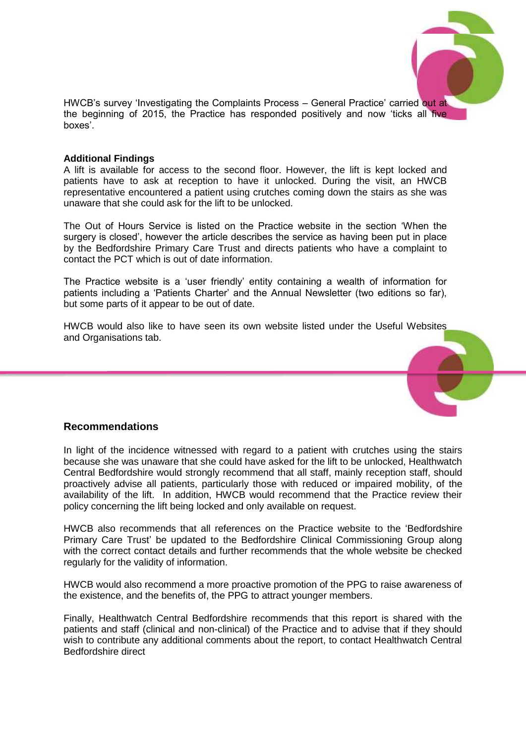HWCB's survey 'Investigating the Complaints Process – General Practice' carried out at the beginning of 2015, the Practice has responded positively and now 'ticks all five boxes'.

**Additional Findings**

A lift is available for access to the second floor. However, the lift is kept locked and patients have to ask at reception to have it unlocked. During the visit, an HWCB representative encountered a patient using crutches coming down the stairs as she was unaware that she could ask for the lift to be unlocked.

The Out of Hours Service is listed on the Practice website in the section 'When the surgery is closed', however the article describes the service as having been put in place by the Bedfordshire Primary Care Trust and directs patients who have a complaint to contact the PCT which is out of date information.

The Practice website is a 'user friendly' entity containing a wealth of information for patients including a 'Patients Charter' and the Annual Newsletter (two editions so far), but some parts of it appear to be out of date.

HWCB would also like to have seen its own website listed under the Useful Websites and Organisations tab.

## Recommendations

In light of the incidence witnessed with regard to a patient with crutches using the stairs because she was unaware that she could have asked for the lift to be unlocked, Healthwatch Central Bedfordshire would strongly recommend that all staff, mainly reception staff, should proactively advise all patients, particularly those with reduced or impaired mobility, of the availability of the lift. In addition, HWCB would recommend that the Practice review their policy concerning the lift being locked and only available on request.

HWCB also recommends that all references on the Practice website to the 'Bedfordshire Primary Care Trust' be updated to the Bedfordshire Clinical Commissioning Group along with the correct contact details and further recommends that the whole website be checked regularly for the validity of information.

HWCB would also recommend a more proactive promotion of the PPG to raise awareness of the existence, and the benefits of, the PPG to attract younger members.

Finally, Healthwatch Central Bedfordshire recommends that this report is shared with the patients and staff (clinical and non-clinical) of the Practice and to advise that if they should wish to contribute any additional comments about the report, to contact Healthwatch Central Bedfordshire direct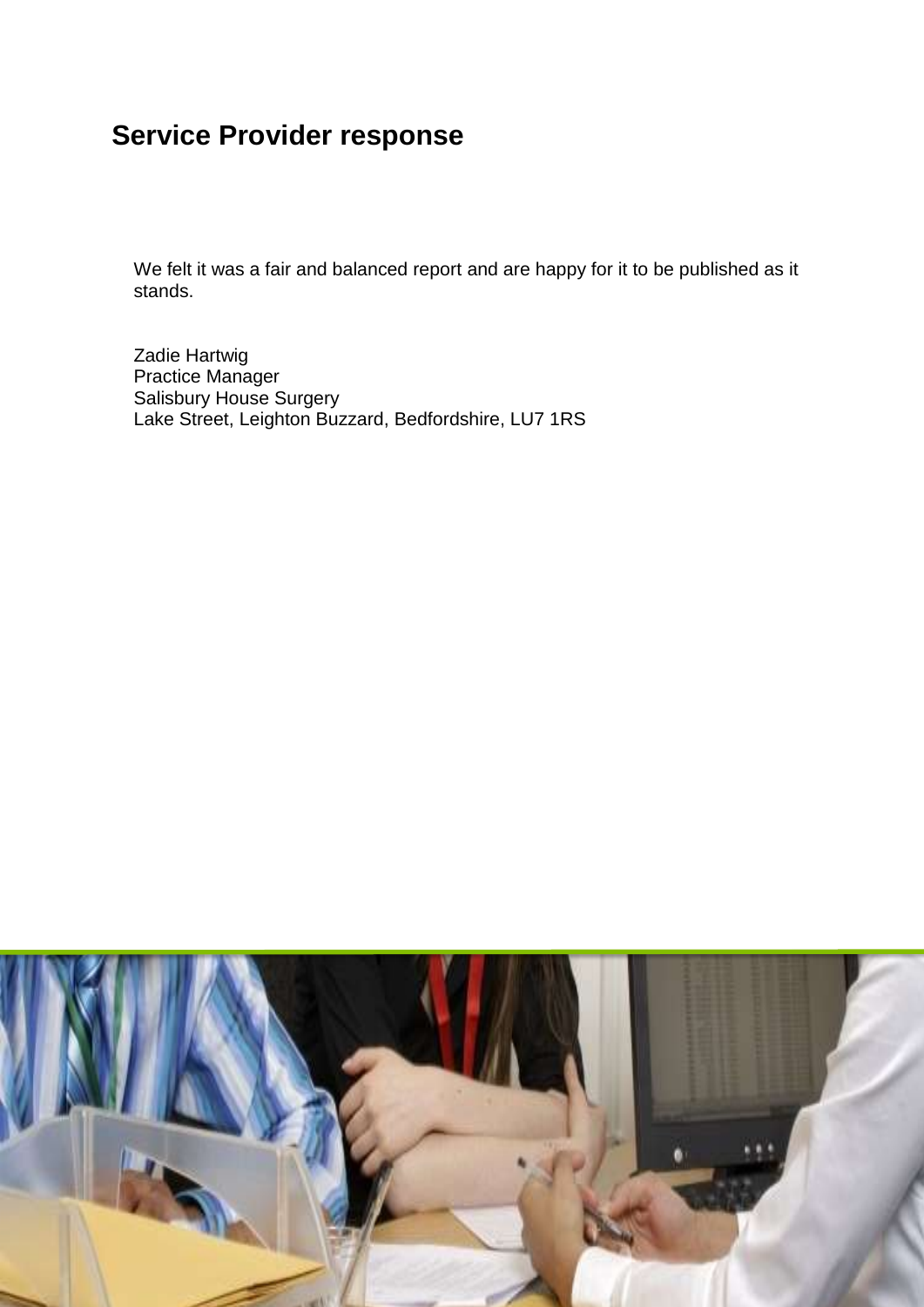## Service Provider response

We felt it was a fair and balanced report and are happy for it to be published as it stands.

Zadie Hartwig
Practice Manager
Salisbury House Surgery
Lake Street, Leighton Buzzard, Bedfordshire, LU7 1RS